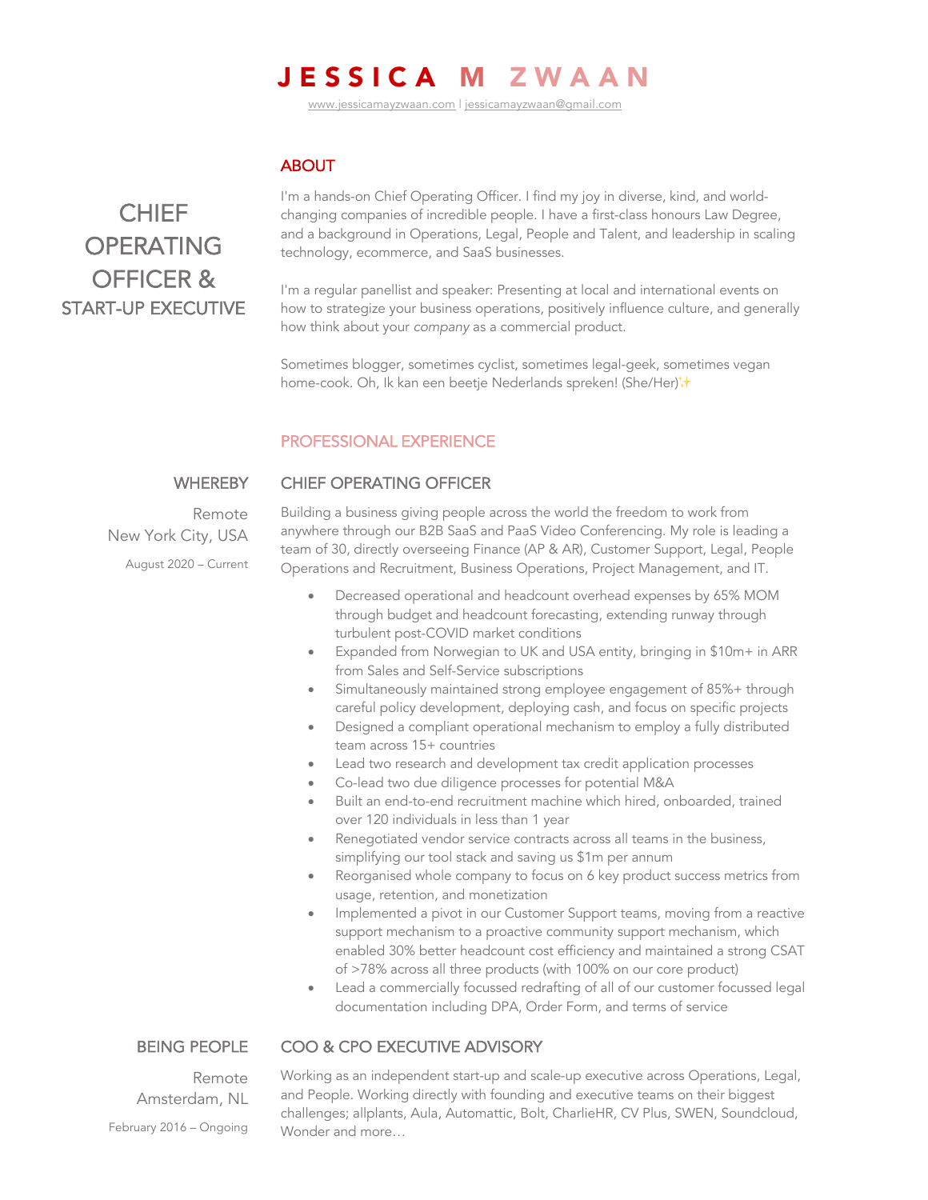# JESSICA M ZWAAN

www.jessicamayzwaan.com | jessicamayzwaan@gmail.com

**CHIEF OPERATING OFFICER & START-UP EXECUTIVE**

## ABOUT

I'm a hands-on Chief Operating Officer. I find my joy in diverse, kind, and world-changing companies of incredible people. I have a first-class honours Law Degree, and a background in Operations, Legal, People and Talent, and leadership in scaling technology, ecommerce, and SaaS businesses.

I'm a regular panellist and speaker: Presenting at local and international events on how to strategize your business operations, positively influence culture, and generally how think about your *company* as a commercial product.

Sometimes blogger, sometimes cyclist, sometimes legal-geek, sometimes vegan home-cook. Oh, Ik kan een beetje Nederlands spreken! (She/Her)✨

## PROFESSIONAL EXPERIENCE

### WHEREBY — CHIEF OPERATING OFFICER

Remote
New York City, USA
August 2020 – Current

Building a business giving people across the world the freedom to work from anywhere through our B2B SaaS and PaaS Video Conferencing. My role is leading a team of 30, directly overseeing Finance (AP & AR), Customer Support, Legal, People Operations and Recruitment, Business Operations, Project Management, and IT.

- Decreased operational and headcount overhead expenses by 65% MOM through budget and headcount forecasting, extending runway through turbulent post-COVID market conditions
- Expanded from Norwegian to UK and USA entity, bringing in $10m+ in ARR from Sales and Self-Service subscriptions
- Simultaneously maintained strong employee engagement of 85%+ through careful policy development, deploying cash, and focus on specific projects
- Designed a compliant operational mechanism to employ a fully distributed team across 15+ countries
- Lead two research and development tax credit application processes
- Co-lead two due diligence processes for potential M&A
- Built an end-to-end recruitment machine which hired, onboarded, trained over 120 individuals in less than 1 year
- Renegotiated vendor service contracts across all teams in the business, simplifying our tool stack and saving us $1m per annum
- Reorganised whole company to focus on 6 key product success metrics from usage, retention, and monetization
- Implemented a pivot in our Customer Support teams, moving from a reactive support mechanism to a proactive community support mechanism, which enabled 30% better headcount cost efficiency and maintained a strong CSAT of >78% across all three products (with 100% on our core product)
- Lead a commercially focussed redrafting of all of our customer focussed legal documentation including DPA, Order Form, and terms of service

### BEING PEOPLE — COO & CPO EXECUTIVE ADVISORY

Remote
Amsterdam, NL
February 2016 – Ongoing

Working as an independent start-up and scale-up executive across Operations, Legal, and People. Working directly with founding and executive teams on their biggest challenges; allplants, Aula, Automattic, Bolt, CharlieHR, CV Plus, SWEN, Soundcloud, Wonder and more…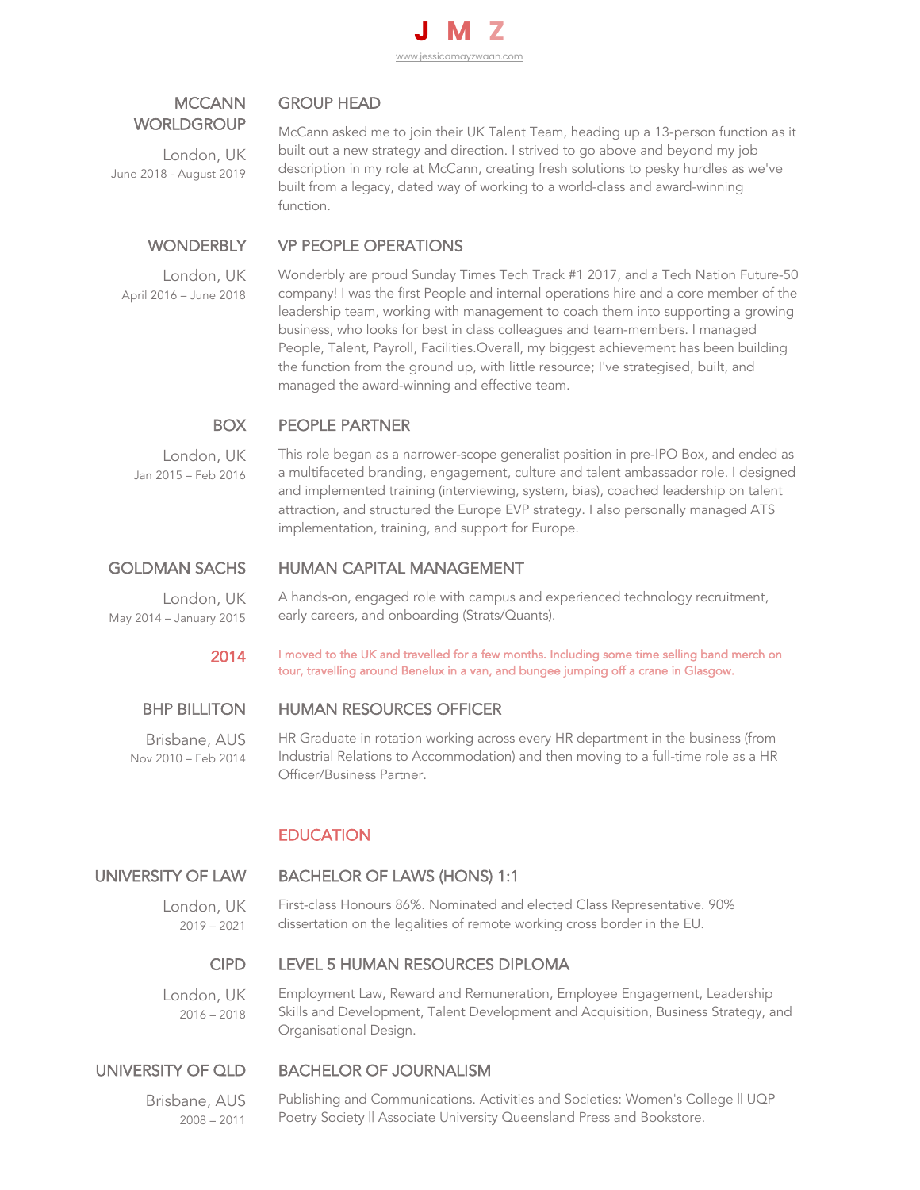# J M Z

www.jessicamayzwaan.com

## MCCANN WORLDGROUP

London, UK
June 2018 - August 2019

### GROUP HEAD

McCann asked me to join their UK Talent Team, heading up a 13-person function as it built out a new strategy and direction. I strived to go above and beyond my job description in my role at McCann, creating fresh solutions to pesky hurdles as we've built from a legacy, dated way of working to a world-class and award-winning function.

## WONDERBLY

London, UK
April 2016 – June 2018

### VP PEOPLE OPERATIONS

Wonderbly are proud Sunday Times Tech Track #1 2017, and a Tech Nation Future-50 company! I was the first People and internal operations hire and a core member of the leadership team, working with management to coach them into supporting a growing business, who looks for best in class colleagues and team-members. I managed People, Talent, Payroll, Facilities.Overall, my biggest achievement has been building the function from the ground up, with little resource; I've strategised, built, and managed the award-winning and effective team.

## BOX

London, UK
Jan 2015 – Feb 2016

### PEOPLE PARTNER

This role began as a narrower-scope generalist position in pre-IPO Box, and ended as a multifaceted branding, engagement, culture and talent ambassador role. I designed and implemented training (interviewing, system, bias), coached leadership on talent attraction, and structured the Europe EVP strategy. I also personally managed ATS implementation, training, and support for Europe.

## GOLDMAN SACHS

London, UK
May 2014 – January 2015

### HUMAN CAPITAL MANAGEMENT

A hands-on, engaged role with campus and experienced technology recruitment, early careers, and onboarding (Strats/Quants).

## 2014

I moved to the UK and travelled for a few months. Including some time selling band merch on tour, travelling around Benelux in a van, and bungee jumping off a crane in Glasgow.

## BHP BILLITON

Brisbane, AUS
Nov 2010 – Feb 2014

### HUMAN RESOURCES OFFICER

HR Graduate in rotation working across every HR department in the business (from Industrial Relations to Accommodation) and then moving to a full-time role as a HR Officer/Business Partner.

## EDUCATION

### UNIVERSITY OF LAW

London, UK
2019 – 2021

#### BACHELOR OF LAWS (HONS) 1:1

First-class Honours 86%. Nominated and elected Class Representative. 90% dissertation on the legalities of remote working cross border in the EU.

### CIPD

London, UK
2016 – 2018

#### LEVEL 5 HUMAN RESOURCES DIPLOMA

Employment Law, Reward and Remuneration, Employee Engagement, Leadership Skills and Development, Talent Development and Acquisition, Business Strategy, and Organisational Design.

### UNIVERSITY OF QLD

Brisbane, AUS
2008 – 2011

#### BACHELOR OF JOURNALISM

Publishing and Communications. Activities and Societies: Women's College || UQP Poetry Society || Associate University Queensland Press and Bookstore.